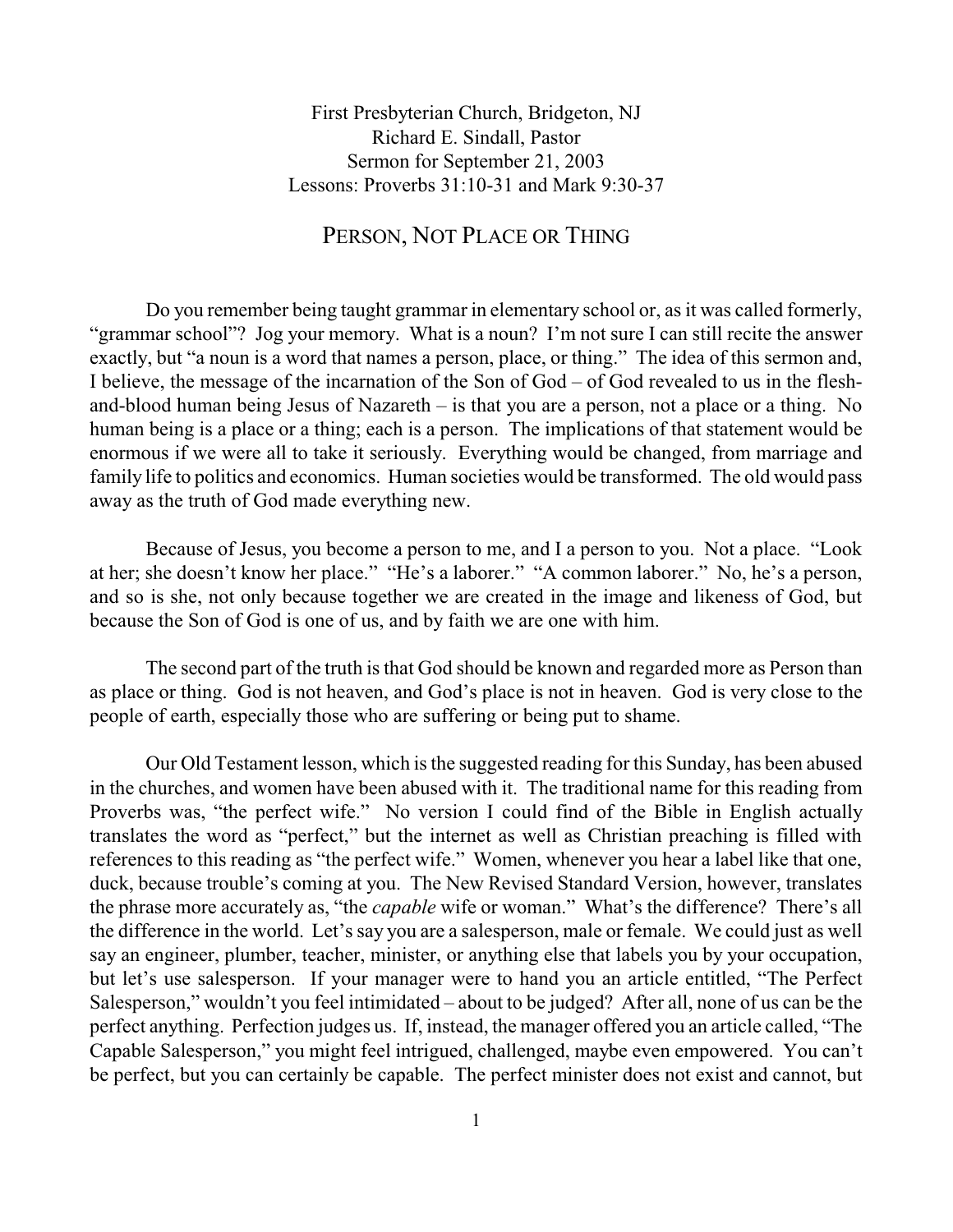First Presbyterian Church, Bridgeton, NJ
Richard E. Sindall, Pastor
Sermon for September 21, 2003
Lessons: Proverbs 31:10-31 and Mark 9:30-37

# PERSON, NOT PLACE OR THING

Do you remember being taught grammar in elementary school or, as it was called formerly, "grammar school"? Jog your memory. What is a noun? I'm not sure I can still recite the answer exactly, but "a noun is a word that names a person, place, or thing." The idea of this sermon and, I believe, the message of the incarnation of the Son of God – of God revealed to us in the flesh-and-blood human being Jesus of Nazareth – is that you are a person, not a place or a thing. No human being is a place or a thing; each is a person. The implications of that statement would be enormous if we were all to take it seriously. Everything would be changed, from marriage and family life to politics and economics. Human societies would be transformed. The old would pass away as the truth of God made everything new.

Because of Jesus, you become a person to me, and I a person to you. Not a place. "Look at her; she doesn't know her place." "He's a laborer." "A common laborer." No, he's a person, and so is she, not only because together we are created in the image and likeness of God, but because the Son of God is one of us, and by faith we are one with him.

The second part of the truth is that God should be known and regarded more as Person than as place or thing. God is not heaven, and God's place is not in heaven. God is very close to the people of earth, especially those who are suffering or being put to shame.

Our Old Testament lesson, which is the suggested reading for this Sunday, has been abused in the churches, and women have been abused with it. The traditional name for this reading from Proverbs was, "the perfect wife." No version I could find of the Bible in English actually translates the word as "perfect," but the internet as well as Christian preaching is filled with references to this reading as "the perfect wife." Women, whenever you hear a label like that one, duck, because trouble's coming at you. The New Revised Standard Version, however, translates the phrase more accurately as, "the *capable* wife or woman." What's the difference? There's all the difference in the world. Let's say you are a salesperson, male or female. We could just as well say an engineer, plumber, teacher, minister, or anything else that labels you by your occupation, but let's use salesperson. If your manager were to hand you an article entitled, "The Perfect Salesperson," wouldn't you feel intimidated – about to be judged? After all, none of us can be the perfect anything. Perfection judges us. If, instead, the manager offered you an article called, "The Capable Salesperson," you might feel intrigued, challenged, maybe even empowered. You can't be perfect, but you can certainly be capable. The perfect minister does not exist and cannot, but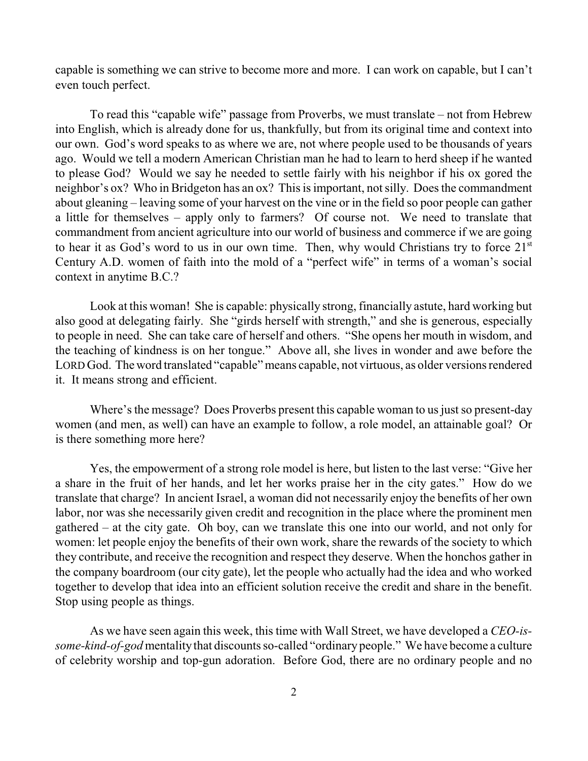capable is something we can strive to become more and more. I can work on capable, but I can't even touch perfect.

To read this "capable wife" passage from Proverbs, we must translate – not from Hebrew into English, which is already done for us, thankfully, but from its original time and context into our own. God's word speaks to as where we are, not where people used to be thousands of years ago. Would we tell a modern American Christian man he had to learn to herd sheep if he wanted to please God? Would we say he needed to settle fairly with his neighbor if his ox gored the neighbor's ox? Who in Bridgeton has an ox? This is important, not silly. Does the commandment about gleaning – leaving some of your harvest on the vine or in the field so poor people can gather a little for themselves – apply only to farmers? Of course not. We need to translate that commandment from ancient agriculture into our world of business and commerce if we are going to hear it as God's word to us in our own time. Then, why would Christians try to force 21st Century A.D. women of faith into the mold of a "perfect wife" in terms of a woman's social context in anytime B.C.?

Look at this woman! She is capable: physically strong, financially astute, hard working but also good at delegating fairly. She "girds herself with strength," and she is generous, especially to people in need. She can take care of herself and others. "She opens her mouth in wisdom, and the teaching of kindness is on her tongue." Above all, she lives in wonder and awe before the LORD God. The word translated "capable" means capable, not virtuous, as older versions rendered it. It means strong and efficient.

Where's the message? Does Proverbs present this capable woman to us just so present-day women (and men, as well) can have an example to follow, a role model, an attainable goal? Or is there something more here?

Yes, the empowerment of a strong role model is here, but listen to the last verse: "Give her a share in the fruit of her hands, and let her works praise her in the city gates." How do we translate that charge? In ancient Israel, a woman did not necessarily enjoy the benefits of her own labor, nor was she necessarily given credit and recognition in the place where the prominent men gathered – at the city gate. Oh boy, can we translate this one into our world, and not only for women: let people enjoy the benefits of their own work, share the rewards of the society to which they contribute, and receive the recognition and respect they deserve. When the honchos gather in the company boardroom (our city gate), let the people who actually had the idea and who worked together to develop that idea into an efficient solution receive the credit and share in the benefit. Stop using people as things.

As we have seen again this week, this time with Wall Street, we have developed a *CEO-is-some-kind-of-god* mentality that discounts so-called "ordinary people." We have become a culture of celebrity worship and top-gun adoration. Before God, there are no ordinary people and no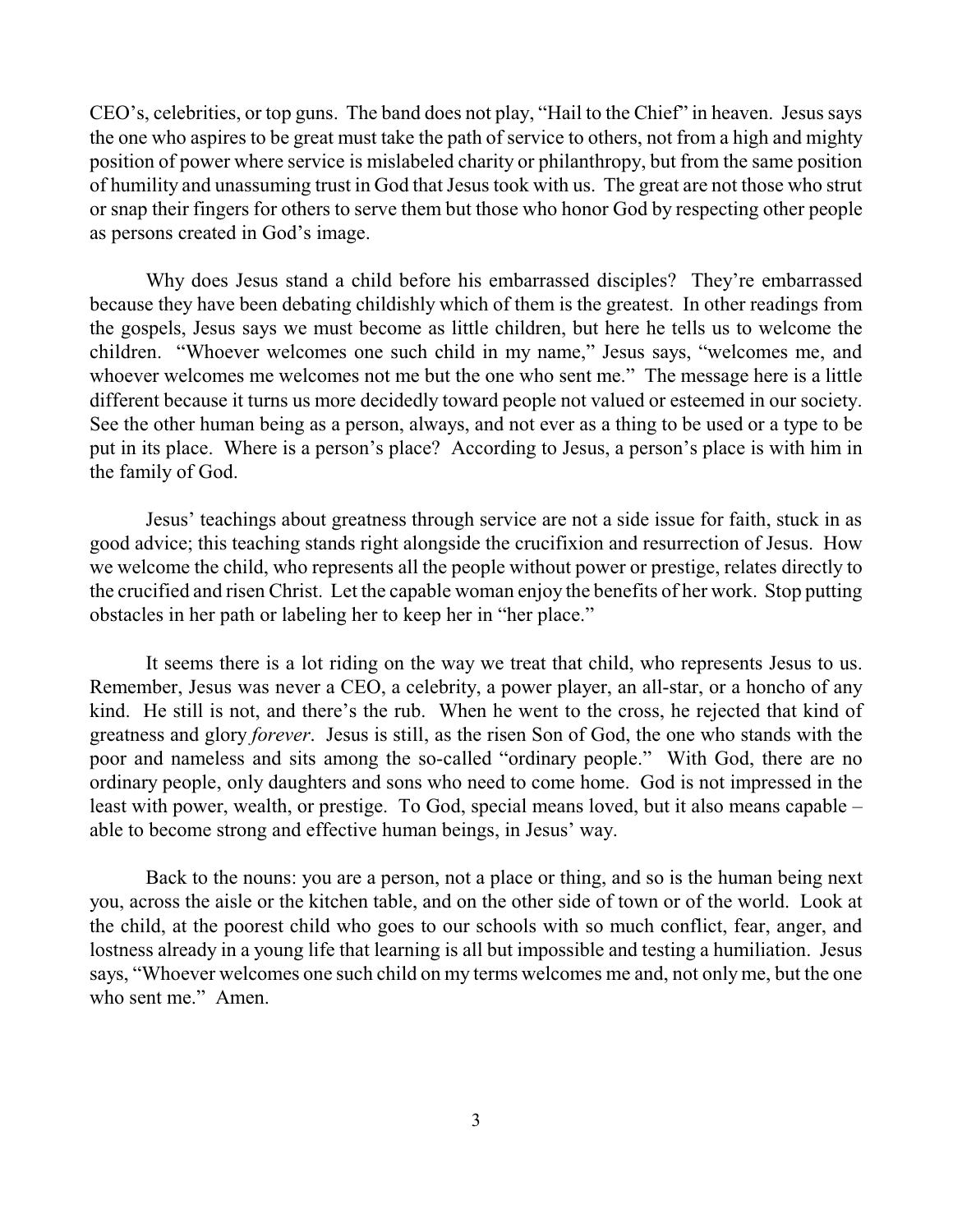CEO's, celebrities, or top guns. The band does not play, "Hail to the Chief" in heaven. Jesus says the one who aspires to be great must take the path of service to others, not from a high and mighty position of power where service is mislabeled charity or philanthropy, but from the same position of humility and unassuming trust in God that Jesus took with us. The great are not those who strut or snap their fingers for others to serve them but those who honor God by respecting other people as persons created in God's image.

Why does Jesus stand a child before his embarrassed disciples? They're embarrassed because they have been debating childishly which of them is the greatest. In other readings from the gospels, Jesus says we must become as little children, but here he tells us to welcome the children. "Whoever welcomes one such child in my name," Jesus says, "welcomes me, and whoever welcomes me welcomes not me but the one who sent me." The message here is a little different because it turns us more decidedly toward people not valued or esteemed in our society. See the other human being as a person, always, and not ever as a thing to be used or a type to be put in its place. Where is a person's place? According to Jesus, a person's place is with him in the family of God.

Jesus' teachings about greatness through service are not a side issue for faith, stuck in as good advice; this teaching stands right alongside the crucifixion and resurrection of Jesus. How we welcome the child, who represents all the people without power or prestige, relates directly to the crucified and risen Christ. Let the capable woman enjoy the benefits of her work. Stop putting obstacles in her path or labeling her to keep her in "her place."

It seems there is a lot riding on the way we treat that child, who represents Jesus to us. Remember, Jesus was never a CEO, a celebrity, a power player, an all-star, or a honcho of any kind. He still is not, and there's the rub. When he went to the cross, he rejected that kind of greatness and glory *forever*. Jesus is still, as the risen Son of God, the one who stands with the poor and nameless and sits among the so-called "ordinary people." With God, there are no ordinary people, only daughters and sons who need to come home. God is not impressed in the least with power, wealth, or prestige. To God, special means loved, but it also means capable – able to become strong and effective human beings, in Jesus' way.

Back to the nouns: you are a person, not a place or thing, and so is the human being next you, across the aisle or the kitchen table, and on the other side of town or of the world. Look at the child, at the poorest child who goes to our schools with so much conflict, fear, anger, and lostness already in a young life that learning is all but impossible and testing a humiliation. Jesus says, "Whoever welcomes one such child on my terms welcomes me and, not only me, but the one who sent me." Amen.